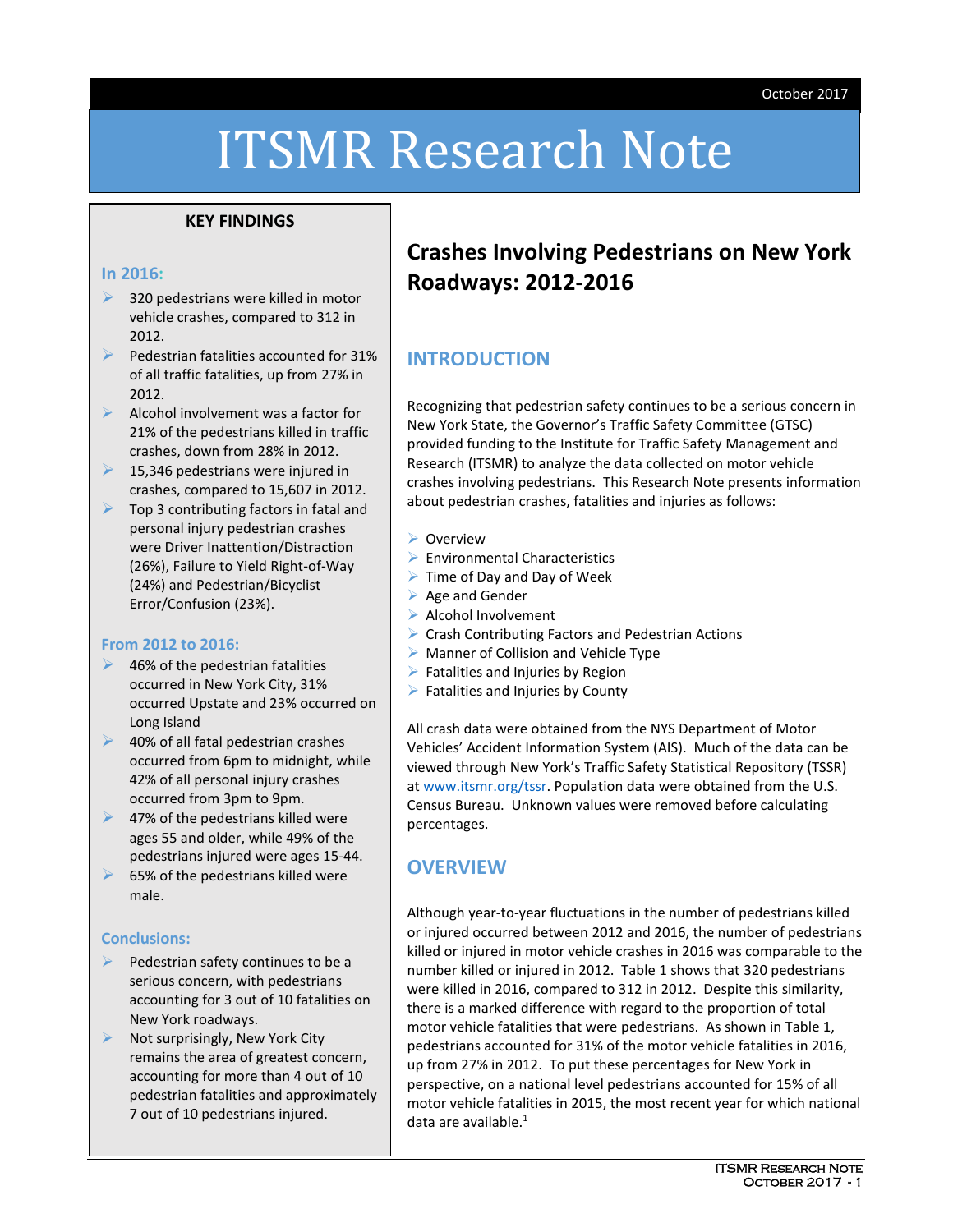October 2017

# ITSMR Research Note

## KEY FINDINGS

### In 2016:

- 320 pedestrians were killed in motor vehicle crashes, compared to 312 in 2012.
- Pedestrian fatalities accounted for 31% of all traffic fatalities, up from 27% in 2012.
- Alcohol involvement was a factor for 21% of the pedestrians killed in traffic crashes, down from 28% in 2012.
- 15,346 pedestrians were injured in crashes, compared to 15,607 in 2012.
- Top 3 contributing factors in fatal and personal injury pedestrian crashes were Driver Inattention/Distraction (26%), Failure to Yield Right-of-Way (24%) and Pedestrian/Bicyclist Error/Confusion (23%).

### From 2012 to 2016:

- 46% of the pedestrian fatalities occurred in New York City, 31% occurred Upstate and 23% occurred on Long Island
- 40% of all fatal pedestrian crashes occurred from 6pm to midnight, while 42% of all personal injury crashes occurred from 3pm to 9pm.
- 47% of the pedestrians killed were ages 55 and older, while 49% of the pedestrians injured were ages 15-44.
- 65% of the pedestrians killed were male.

### Conclusions:

- Pedestrian safety continues to be a serious concern, with pedestrians accounting for 3 out of 10 fatalities on New York roadways.
- Not surprisingly, New York City remains the area of greatest concern, accounting for more than 4 out of 10 pedestrian fatalities and approximately 7 out of 10 pedestrians injured.

# Crashes Involving Pedestrians on New York Roadways: 2012-2016

## INTRODUCTION

Recognizing that pedestrian safety continues to be a serious concern in New York State, the Governor's Traffic Safety Committee (GTSC) provided funding to the Institute for Traffic Safety Management and Research (ITSMR) to analyze the data collected on motor vehicle crashes involving pedestrians. This Research Note presents information about pedestrian crashes, fatalities and injuries as follows:

- Overview
- Environmental Characteristics
- Time of Day and Day of Week
- Age and Gender
- Alcohol Involvement
- Crash Contributing Factors and Pedestrian Actions
- Manner of Collision and Vehicle Type
- Fatalities and Injuries by Region
- Fatalities and Injuries by County

All crash data were obtained from the NYS Department of Motor Vehicles' Accident Information System (AIS). Much of the data can be viewed through New York's Traffic Safety Statistical Repository (TSSR) at www.itsmr.org/tssr. Population data were obtained from the U.S. Census Bureau. Unknown values were removed before calculating percentages.

## OVERVIEW

Although year-to-year fluctuations in the number of pedestrians killed or injured occurred between 2012 and 2016, the number of pedestrians killed or injured in motor vehicle crashes in 2016 was comparable to the number killed or injured in 2012. Table 1 shows that 320 pedestrians were killed in 2016, compared to 312 in 2012. Despite this similarity, there is a marked difference with regard to the proportion of total motor vehicle fatalities that were pedestrians. As shown in Table 1, pedestrians accounted for 31% of the motor vehicle fatalities in 2016, up from 27% in 2012. To put these percentages for New York in perspective, on a national level pedestrians accounted for 15% of all motor vehicle fatalities in 2015, the most recent year for which national data are available.[1]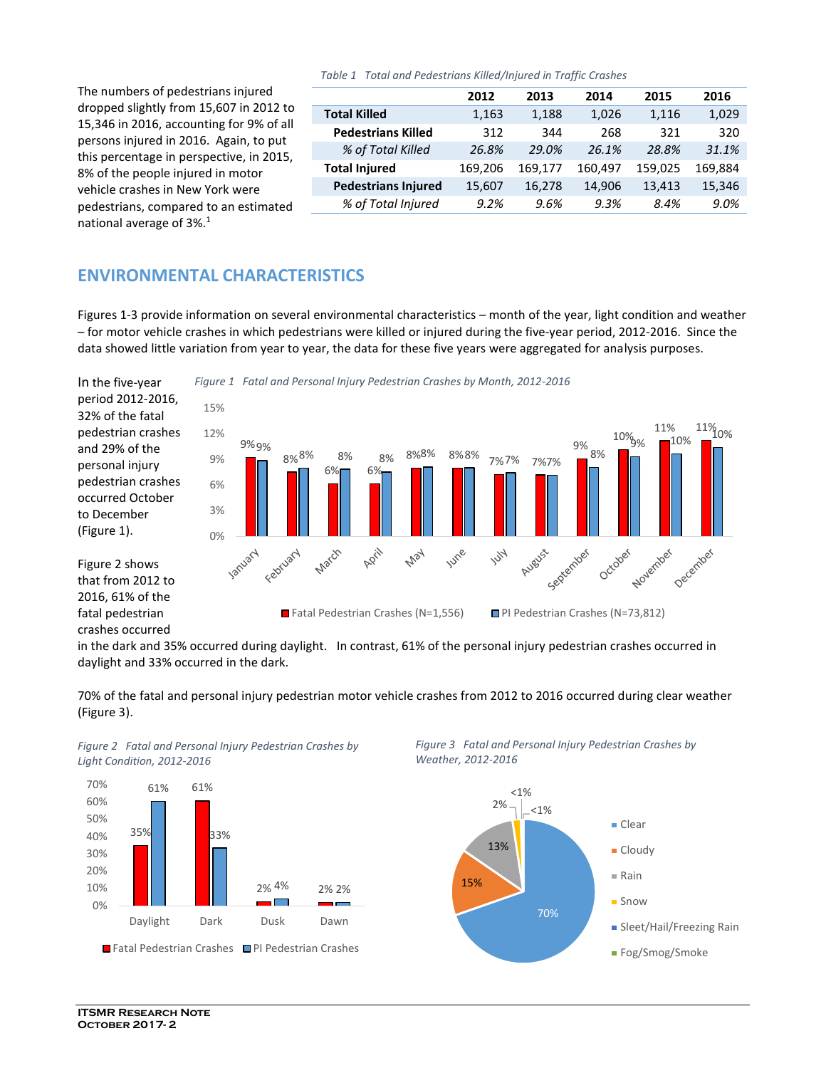The numbers of pedestrians injured dropped slightly from 15,607 in 2012 to 15,346 in 2016, accounting for 9% of all persons injured in 2016. Again, to put this percentage in perspective, in 2015, 8% of the people injured in motor vehicle crashes in New York were pedestrians, compared to an estimated national average of 3%.[1]

*Table 1 Total and Pedestrians Killed/Injured in Traffic Crashes*

| | 2012 | 2013 | 2014 | 2015 | 2016 |
|---|---|---|---|---|---|
| **Total Killed** | 1,163 | 1,188 | 1,026 | 1,116 | 1,029 |
| **Pedestrians Killed** | 312 | 344 | 268 | 321 | 320 |
| *% of Total Killed* | *26.8%* | *29.0%* | *26.1%* | *28.8%* | *31.1%* |
| **Total Injured** | 169,206 | 169,177 | 160,497 | 159,025 | 169,884 |
| **Pedestrians Injured** | 15,607 | 16,278 | 14,906 | 13,413 | 15,346 |
| *% of Total Injured* | *9.2%* | *9.6%* | *9.3%* | *8.4%* | *9.0%* |

## ENVIRONMENTAL CHARACTERISTICS

Figures 1-3 provide information on several environmental characteristics – month of the year, light condition and weather – for motor vehicle crashes in which pedestrians were killed or injured during the five-year period, 2012-2016. Since the data showed little variation from year to year, the data for these five years were aggregated for analysis purposes.

In the five-year period 2012-2016, 32% of the fatal pedestrian crashes and 29% of the personal injury pedestrian crashes occurred October to December (Figure 1).

*Figure 1 Fatal and Personal Injury Pedestrian Crashes by Month, 2012-2016*

| Month | Fatal Pedestrian Crashes (N=1,556) | PI Pedestrian Crashes (N=73,812) |
|---|---|---|
| January | 9% | 9% |
| February | 8% | 8% |
| March | 6% | 8% |
| April | 6% | 8% |
| May | 8% | 8% |
| June | 8% | 8% |
| July | 7% | 7% |
| August | 7% | 7% |
| September | 9% | 8% |
| October | 10% | 9% |
| November | 11% | 10% |
| December | 11% | 10% |

Figure 2 shows that from 2012 to 2016, 61% of the fatal pedestrian crashes occurred in the dark and 35% occurred during daylight. In contrast, 61% of the personal injury pedestrian crashes occurred in daylight and 33% occurred in the dark.

70% of the fatal and personal injury pedestrian motor vehicle crashes from 2012 to 2016 occurred during clear weather (Figure 3).

*Figure 2 Fatal and Personal Injury Pedestrian Crashes by Light Condition, 2012-2016*

| Light Condition | Fatal Pedestrian Crashes | PI Pedestrian Crashes |
|---|---|---|
| Daylight | 35% | 61% |
| Dark | 61% | 33% |
| Dusk | 2% | 4% |
| Dawn | 2% | 2% |

*Figure 3 Fatal and Personal Injury Pedestrian Crashes by Weather, 2012-2016*

| Weather | Percent |
|---|---|
| Clear | 70% |
| Cloudy | 15% |
| Rain | 13% |
| Snow | 2% |
| Sleet/Hail/Freezing Rain | <1% |
| Fog/Smog/Smoke | <1% |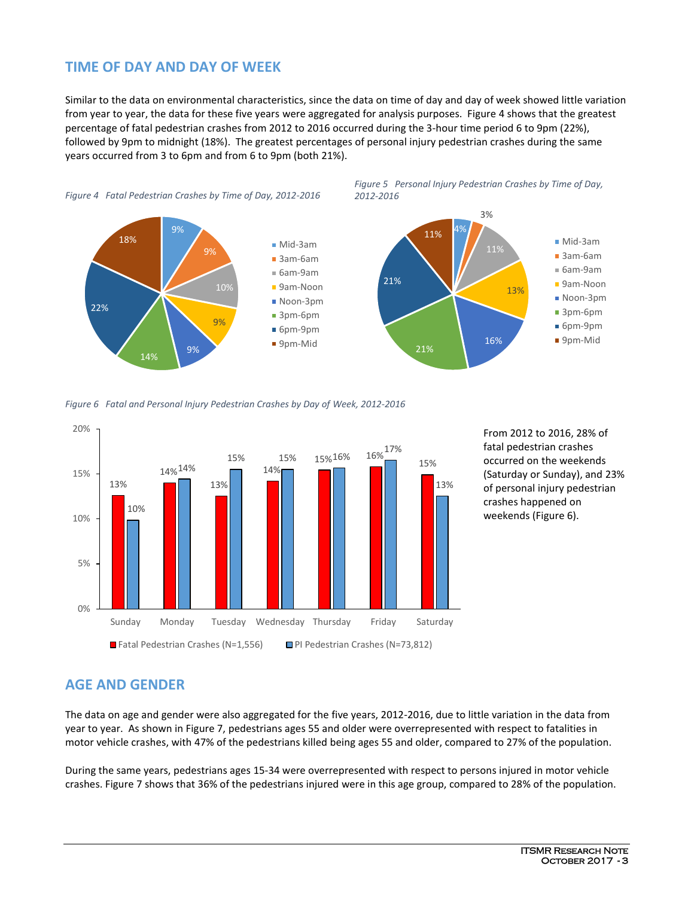## TIME OF DAY AND DAY OF WEEK

Similar to the data on environmental characteristics, since the data on time of day and day of week showed little variation from year to year, the data for these five years were aggregated for analysis purposes. Figure 4 shows that the greatest percentage of fatal pedestrian crashes from 2012 to 2016 occurred during the 3-hour time period 6 to 9pm (22%), followed by 9pm to midnight (18%). The greatest percentages of personal injury pedestrian crashes during the same years occurred from 3 to 6pm and from 6 to 9pm (both 21%).

*Figure 4 Fatal Pedestrian Crashes by Time of Day, 2012-2016*

| Time of Day | Percent |
|---|---|
| Mid-3am | 9% |
| 3am-6am | 9% |
| 6am-9am | 10% |
| 9am-Noon | 9% |
| Noon-3pm | 9% |
| 3pm-6pm | 14% |
| 6pm-9pm | 22% |
| 9pm-Mid | 18% |

*Figure 5 Personal Injury Pedestrian Crashes by Time of Day, 2012-2016*

| Time of Day | Percent |
|---|---|
| Mid-3am | 4% |
| 3am-6am | 3% |
| 6am-9am | 11% |
| 9am-Noon | 13% |
| Noon-3pm | 16% |
| 3pm-6pm | 21% |
| 6pm-9pm | 21% |
| 9pm-Mid | 11% |

*Figure 6 Fatal and Personal Injury Pedestrian Crashes by Day of Week, 2012-2016*

| Day | Fatal Pedestrian Crashes (N=1,556) | PI Pedestrian Crashes (N=73,812) |
|---|---|---|
| Sunday | 13% | 10% |
| Monday | 14% | 14% |
| Tuesday | 13% | 15% |
| Wednesday | 14% | 15% |
| Thursday | 15% | 16% |
| Friday | 16% | 17% |
| Saturday | 15% | 13% |

From 2012 to 2016, 28% of fatal pedestrian crashes occurred on the weekends (Saturday or Sunday), and 23% of personal injury pedestrian crashes happened on weekends (Figure 6).

## AGE AND GENDER

The data on age and gender were also aggregated for the five years, 2012-2016, due to little variation in the data from year to year. As shown in Figure 7, pedestrians ages 55 and older were overrepresented with respect to fatalities in motor vehicle crashes, with 47% of the pedestrians killed being ages 55 and older, compared to 27% of the population.

During the same years, pedestrians ages 15-34 were overrepresented with respect to persons injured in motor vehicle crashes. Figure 7 shows that 36% of the pedestrians injured were in this age group, compared to 28% of the population.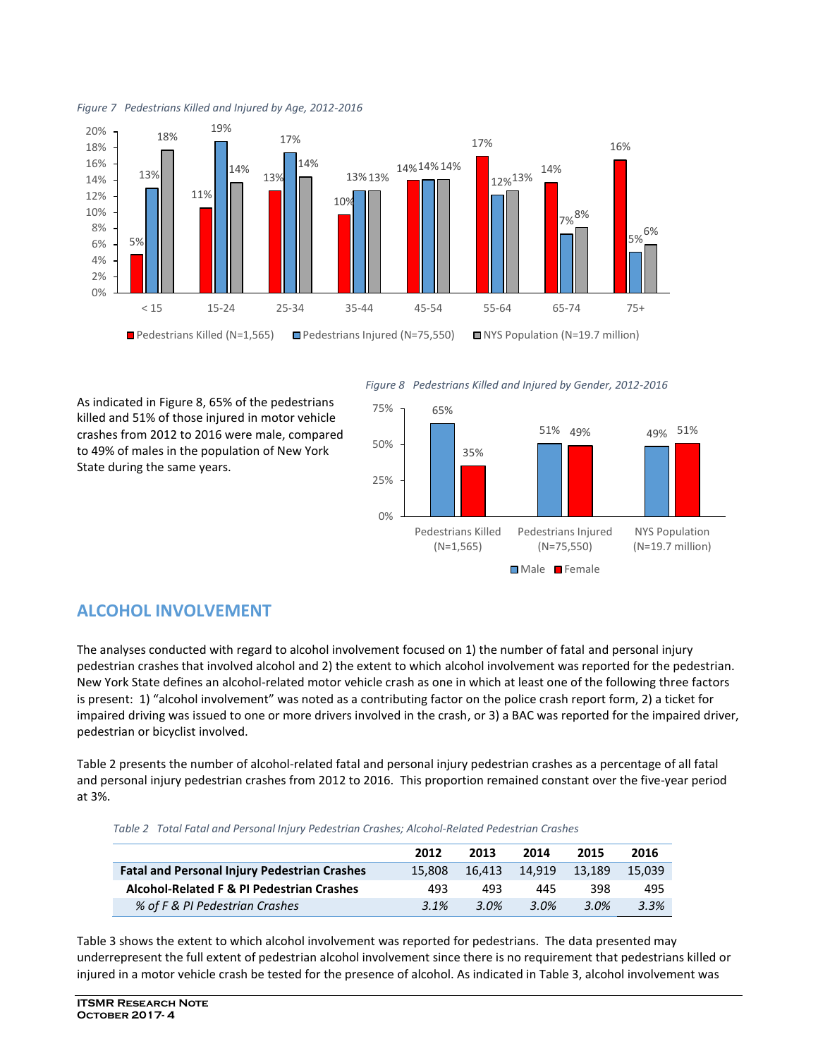*Figure 7 Pedestrians Killed and Injured by Age, 2012-2016*

| Age | Pedestrians Killed (N=1,565) | Pedestrians Injured (N=75,550) | NYS Population (N=19.7 million) |
|---|---|---|---|
| < 15 | 5% | 13% | 18% |
| 15-24 | 11% | 19% | 14% |
| 25-34 | 13% | 17% | 14% |
| 35-44 | 10% | 13% | 13% |
| 45-54 | 14% | 14% | 14% |
| 55-64 | 17% | 12% | 13% |
| 65-74 | 14% | 7% | 8% |
| 75+ | 16% | 5% | 6% |

As indicated in Figure 8, 65% of the pedestrians killed and 51% of those injured in motor vehicle crashes from 2012 to 2016 were male, compared to 49% of males in the population of New York State during the same years.

*Figure 8 Pedestrians Killed and Injured by Gender, 2012-2016*

| | Male | Female |
|---|---|---|
| Pedestrians Killed (N=1,565) | 65% | 35% |
| Pedestrians Injured (N=75,550) | 51% | 49% |
| NYS Population (N=19.7 million) | 49% | 51% |

## ALCOHOL INVOLVEMENT

The analyses conducted with regard to alcohol involvement focused on 1) the number of fatal and personal injury pedestrian crashes that involved alcohol and 2) the extent to which alcohol involvement was reported for the pedestrian. New York State defines an alcohol-related motor vehicle crash as one in which at least one of the following three factors is present: 1) "alcohol involvement" was noted as a contributing factor on the police crash report form, 2) a ticket for impaired driving was issued to one or more drivers involved in the crash, or 3) a BAC was reported for the impaired driver, pedestrian or bicyclist involved.

Table 2 presents the number of alcohol-related fatal and personal injury pedestrian crashes as a percentage of all fatal and personal injury pedestrian crashes from 2012 to 2016. This proportion remained constant over the five-year period at 3%.

*Table 2 Total Fatal and Personal Injury Pedestrian Crashes; Alcohol-Related Pedestrian Crashes*

| | 2012 | 2013 | 2014 | 2015 | 2016 |
|---|---|---|---|---|---|
| **Fatal and Personal Injury Pedestrian Crashes** | 15,808 | 16,413 | 14,919 | 13,189 | 15,039 |
| **Alcohol-Related F & PI Pedestrian Crashes** | 493 | 493 | 445 | 398 | 495 |
| *% of F & PI Pedestrian Crashes* | *3.1%* | *3.0%* | *3.0%* | *3.0%* | *3.3%* |

Table 3 shows the extent to which alcohol involvement was reported for pedestrians. The data presented may underrepresent the full extent of pedestrian alcohol involvement since there is no requirement that pedestrians killed or injured in a motor vehicle crash be tested for the presence of alcohol. As indicated in Table 3, alcohol involvement was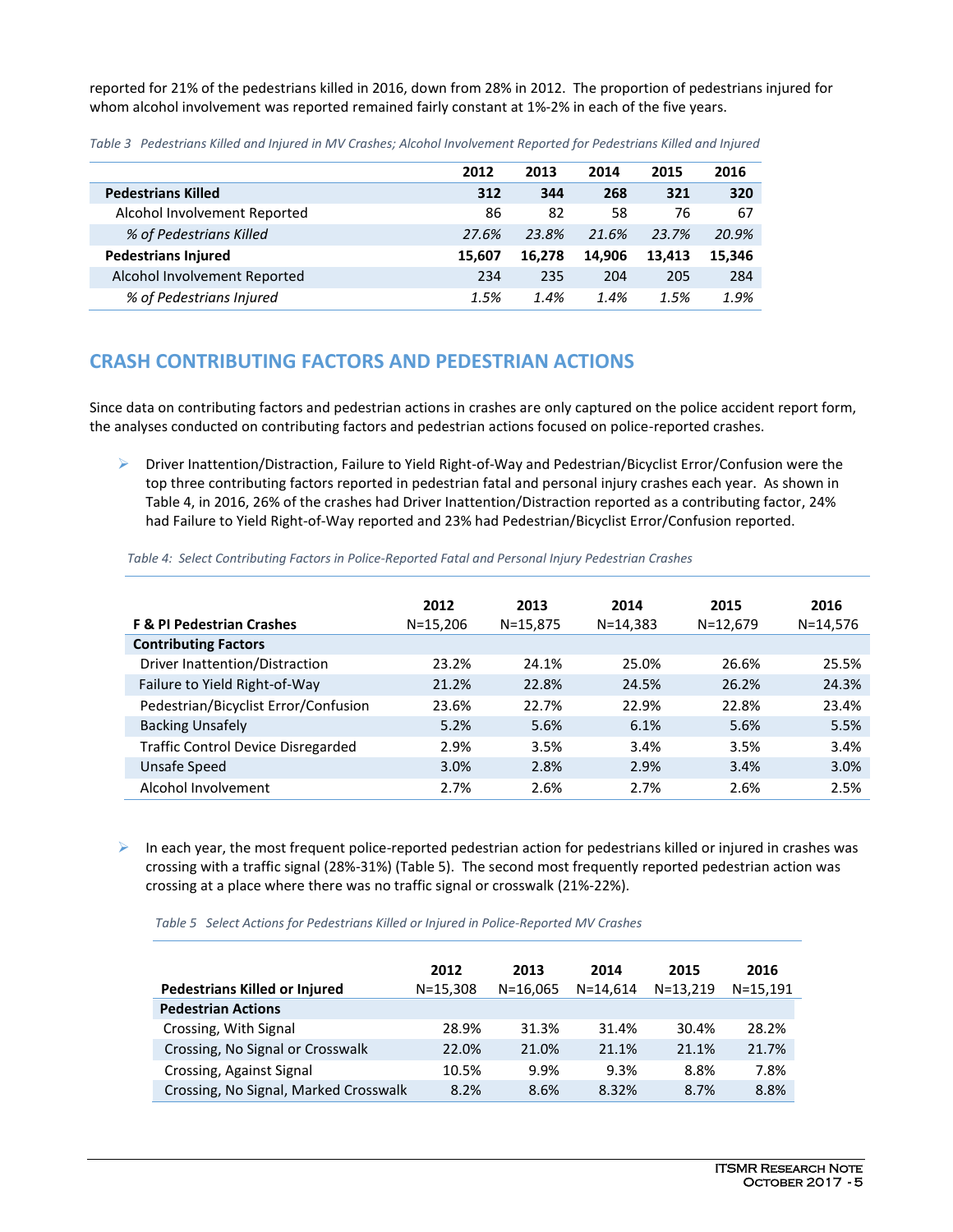reported for 21% of the pedestrians killed in 2016, down from 28% in 2012. The proportion of pedestrians injured for whom alcohol involvement was reported remained fairly constant at 1%-2% in each of the five years.

*Table 3 Pedestrians Killed and Injured in MV Crashes; Alcohol Involvement Reported for Pedestrians Killed and Injured*

| | 2012 | 2013 | 2014 | 2015 | 2016 |
|---|---|---|---|---|---|
| **Pedestrians Killed** | **312** | **344** | **268** | **321** | **320** |
| Alcohol Involvement Reported | 86 | 82 | 58 | 76 | 67 |
| *% of Pedestrians Killed* | *27.6%* | *23.8%* | *21.6%* | *23.7%* | *20.9%* |
| **Pedestrians Injured** | **15,607** | **16,278** | **14,906** | **13,413** | **15,346** |
| Alcohol Involvement Reported | 234 | 235 | 204 | 205 | 284 |
| *% of Pedestrians Injured* | *1.5%* | *1.4%* | *1.4%* | *1.5%* | *1.9%* |

## CRASH CONTRIBUTING FACTORS AND PEDESTRIAN ACTIONS

Since data on contributing factors and pedestrian actions in crashes are only captured on the police accident report form, the analyses conducted on contributing factors and pedestrian actions focused on police-reported crashes.

- Driver Inattention/Distraction, Failure to Yield Right-of-Way and Pedestrian/Bicyclist Error/Confusion were the top three contributing factors reported in pedestrian fatal and personal injury crashes each year. As shown in Table 4, in 2016, 26% of the crashes had Driver Inattention/Distraction reported as a contributing factor, 24% had Failure to Yield Right-of-Way reported and 23% had Pedestrian/Bicyclist Error/Confusion reported.

*Table 4: Select Contributing Factors in Police-Reported Fatal and Personal Injury Pedestrian Crashes*

| F & PI Pedestrian Crashes | 2012 N=15,206 | 2013 N=15,875 | 2014 N=14,383 | 2015 N=12,679 | 2016 N=14,576 |
|---|---|---|---|---|---|
| **Contributing Factors** | | | | | |
| Driver Inattention/Distraction | 23.2% | 24.1% | 25.0% | 26.6% | 25.5% |
| Failure to Yield Right-of-Way | 21.2% | 22.8% | 24.5% | 26.2% | 24.3% |
| Pedestrian/Bicyclist Error/Confusion | 23.6% | 22.7% | 22.9% | 22.8% | 23.4% |
| Backing Unsafely | 5.2% | 5.6% | 6.1% | 5.6% | 5.5% |
| Traffic Control Device Disregarded | 2.9% | 3.5% | 3.4% | 3.5% | 3.4% |
| Unsafe Speed | 3.0% | 2.8% | 2.9% | 3.4% | 3.0% |
| Alcohol Involvement | 2.7% | 2.6% | 2.7% | 2.6% | 2.5% |

- In each year, the most frequent police-reported pedestrian action for pedestrians killed or injured in crashes was crossing with a traffic signal (28%-31%) (Table 5). The second most frequently reported pedestrian action was crossing at a place where there was no traffic signal or crosswalk (21%-22%).

*Table 5 Select Actions for Pedestrians Killed or Injured in Police-Reported MV Crashes*

| Pedestrians Killed or Injured | 2012 N=15,308 | 2013 N=16,065 | 2014 N=14,614 | 2015 N=13,219 | 2016 N=15,191 |
|---|---|---|---|---|---|
| **Pedestrian Actions** | | | | | |
| Crossing, With Signal | 28.9% | 31.3% | 31.4% | 30.4% | 28.2% |
| Crossing, No Signal or Crosswalk | 22.0% | 21.0% | 21.1% | 21.1% | 21.7% |
| Crossing, Against Signal | 10.5% | 9.9% | 9.3% | 8.8% | 7.8% |
| Crossing, No Signal, Marked Crosswalk | 8.2% | 8.6% | 8.32% | 8.7% | 8.8% |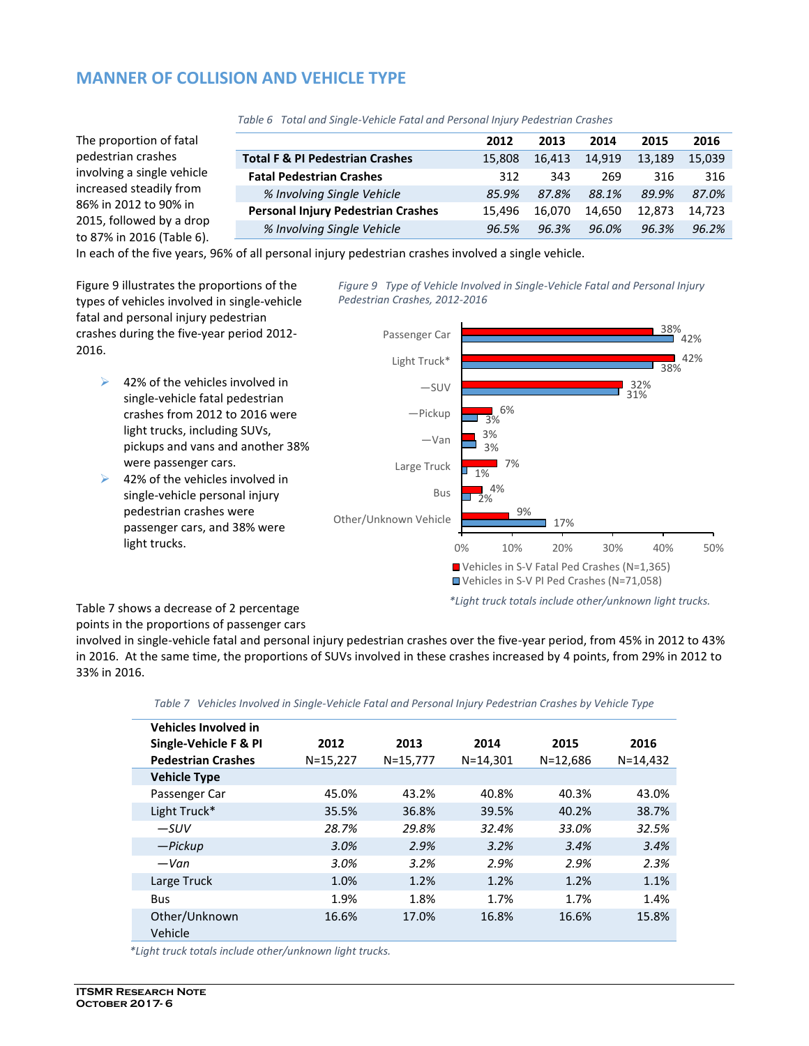## MANNER OF COLLISION AND VEHICLE TYPE

The proportion of fatal pedestrian crashes involving a single vehicle increased steadily from 86% in 2012 to 90% in 2015, followed by a drop to 87% in 2016 (Table 6). In each of the five years, 96% of all personal injury pedestrian crashes involved a single vehicle.

*Table 6 Total and Single-Vehicle Fatal and Personal Injury Pedestrian Crashes*

| | 2012 | 2013 | 2014 | 2015 | 2016 |
|---|---|---|---|---|---|
| **Total F & PI Pedestrian Crashes** | 15,808 | 16,413 | 14,919 | 13,189 | 15,039 |
| **Fatal Pedestrian Crashes** | 312 | 343 | 269 | 316 | 316 |
| *% Involving Single Vehicle* | *85.9%* | *87.8%* | *88.1%* | *89.9%* | *87.0%* |
| **Personal Injury Pedestrian Crashes** | 15,496 | 16,070 | 14,650 | 12,873 | 14,723 |
| *% Involving Single Vehicle* | *96.5%* | *96.3%* | *96.0%* | *96.3%* | *96.2%* |

Figure 9 illustrates the proportions of the types of vehicles involved in single-vehicle fatal and personal injury pedestrian crashes during the five-year period 2012-2016.

- 42% of the vehicles involved in single-vehicle fatal pedestrian crashes from 2012 to 2016 were light trucks, including SUVs, pickups and vans and another 38% were passenger cars.
- 42% of the vehicles involved in single-vehicle personal injury pedestrian crashes were passenger cars, and 38% were light trucks.

*Figure 9 Type of Vehicle Involved in Single-Vehicle Fatal and Personal Injury Pedestrian Crashes, 2012-2016*

| Vehicle Type | Vehicles in S-V Fatal Ped Crashes (N=1,365) | Vehicles in S-V PI Ped Crashes (N=71,058) |
|---|---|---|
| Passenger Car | 38% | 42% |
| Light Truck* | 42% | 38% |
| —SUV | 32% | 31% |
| —Pickup | 6% | 3% |
| —Van | 3% | 3% |
| Large Truck | 7% | 1% |
| Bus | 4% | 2% |
| Other/Unknown Vehicle | 9% | 17% |

*\*Light truck totals include other/unknown light trucks.*

Table 7 shows a decrease of 2 percentage points in the proportions of passenger cars involved in single-vehicle fatal and personal injury pedestrian crashes over the five-year period, from 45% in 2012 to 43% in 2016. At the same time, the proportions of SUVs involved in these crashes increased by 4 points, from 29% in 2012 to 33% in 2016.

*Table 7 Vehicles Involved in Single-Vehicle Fatal and Personal Injury Pedestrian Crashes by Vehicle Type*

| **Vehicles Involved in Single-Vehicle F & PI Pedestrian Crashes** | **2012** N=15,227 | **2013** N=15,777 | **2014** N=14,301 | **2015** N=12,686 | **2016** N=14,432 |
|---|---|---|---|---|---|
| **Vehicle Type** | | | | | |
| Passenger Car | 45.0% | 43.2% | 40.8% | 40.3% | 43.0% |
| Light Truck* | 35.5% | 36.8% | 39.5% | 40.2% | 38.7% |
| *—SUV* | *28.7%* | *29.8%* | *32.4%* | *33.0%* | *32.5%* |
| *—Pickup* | *3.0%* | *2.9%* | *3.2%* | *3.4%* | *3.4%* |
| *—Van* | *3.0%* | *3.2%* | *2.9%* | *2.9%* | *2.3%* |
| Large Truck | 1.0% | 1.2% | 1.2% | 1.2% | 1.1% |
| Bus | 1.9% | 1.8% | 1.7% | 1.7% | 1.4% |
| Other/Unknown Vehicle | 16.6% | 17.0% | 16.8% | 16.6% | 15.8% |

*\*Light truck totals include other/unknown light trucks.*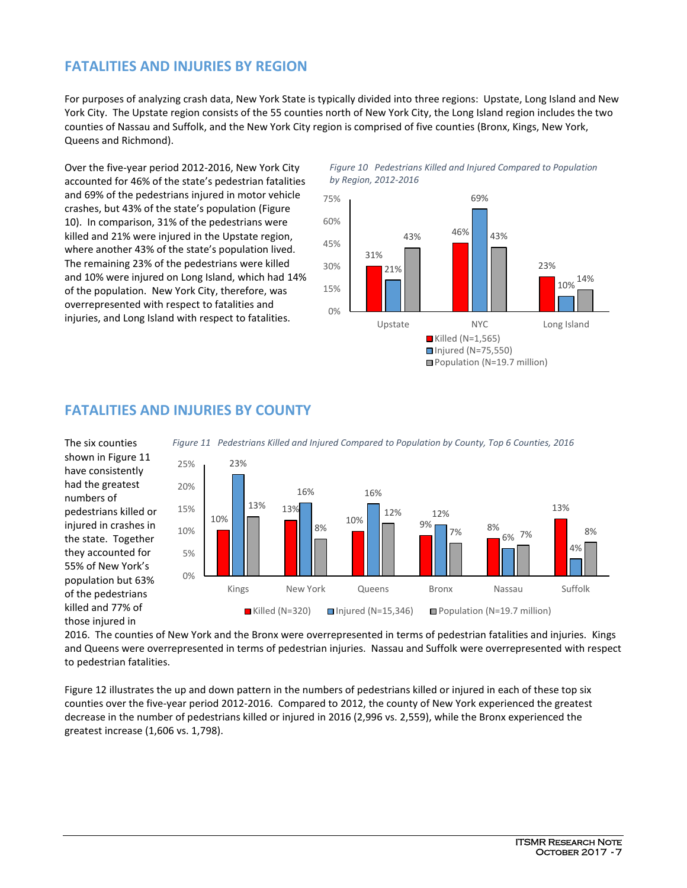## FATALITIES AND INJURIES BY REGION

For purposes of analyzing crash data, New York State is typically divided into three regions: Upstate, Long Island and New York City. The Upstate region consists of the 55 counties north of New York City, the Long Island region includes the two counties of Nassau and Suffolk, and the New York City region is comprised of five counties (Bronx, Kings, New York, Queens and Richmond).

Over the five-year period 2012-2016, New York City accounted for 46% of the state's pedestrian fatalities and 69% of the pedestrians injured in motor vehicle crashes, but 43% of the state's population (Figure 10). In comparison, 31% of the pedestrians were killed and 21% were injured in the Upstate region, where another 43% of the state's population lived. The remaining 23% of the pedestrians were killed and 10% were injured on Long Island, which had 14% of the population. New York City, therefore, was overrepresented with respect to fatalities and injuries, and Long Island with respect to fatalities.

*Figure 10 Pedestrians Killed and Injured Compared to Population by Region, 2012-2016*

| Region | Killed (N=1,565) | Injured (N=75,550) | Population (N=19.7 million) |
|---|---|---|---|
| Upstate | 31% | 21% | 43% |
| NYC | 46% | 69% | 43% |
| Long Island | 23% | 10% | 14% |

## FATALITIES AND INJURIES BY COUNTY

The six counties shown in Figure 11 have consistently had the greatest numbers of pedestrians killed or injured in crashes in the state. Together they accounted for 55% of New York's population but 63% of the pedestrians killed and 77% of those injured in 2016. The counties of New York and the Bronx were overrepresented in terms of pedestrian fatalities and injuries. Kings and Queens were overrepresented in terms of pedestrian injuries. Nassau and Suffolk were overrepresented with respect to pedestrian fatalities.

*Figure 11 Pedestrians Killed and Injured Compared to Population by County, Top 6 Counties, 2016*

| County | Killed (N=320) | Injured (N=15,346) | Population (N=19.7 million) |
|---|---|---|---|
| Kings | 10% | 23% | 13% |
| New York | 13% | 16% | 8% |
| Queens | 10% | 16% | 12% |
| Bronx | 9% | 12% | 7% |
| Nassau | 8% | 6% | 7% |
| Suffolk | 13% | 4% | 8% |

Figure 12 illustrates the up and down pattern in the numbers of pedestrians killed or injured in each of these top six counties over the five-year period 2012-2016. Compared to 2012, the county of New York experienced the greatest decrease in the number of pedestrians killed or injured in 2016 (2,996 vs. 2,559), while the Bronx experienced the greatest increase (1,606 vs. 1,798).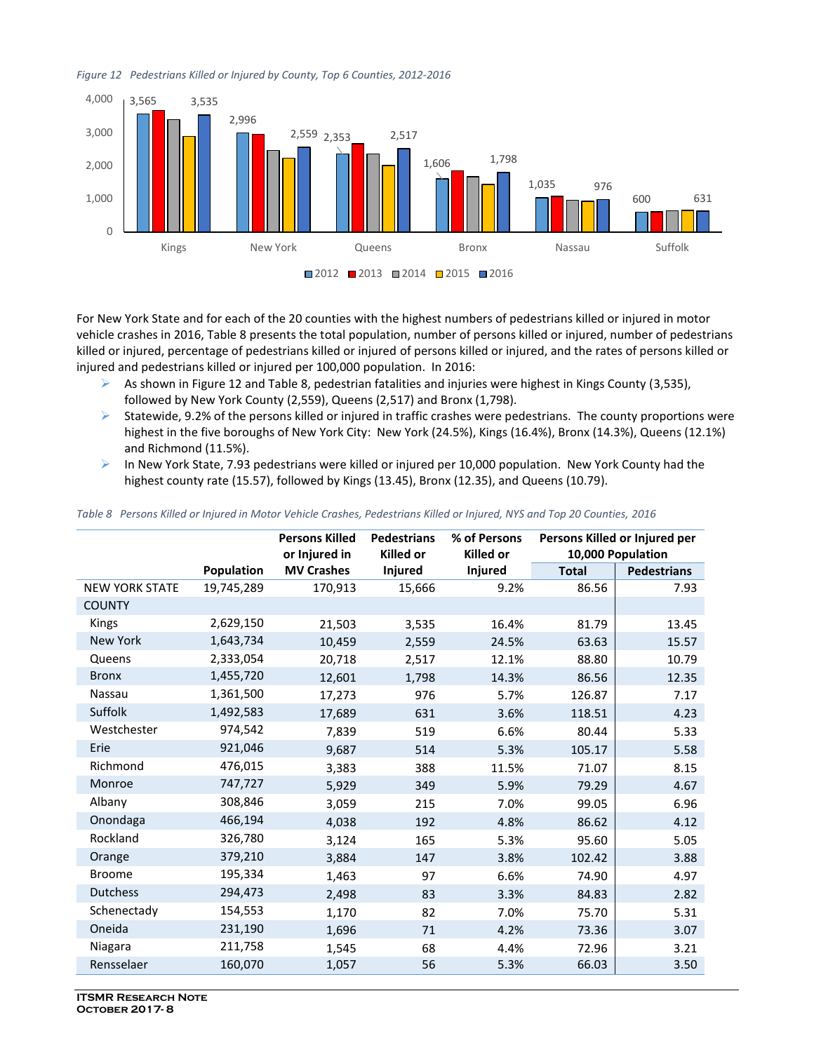*Figure 12 Pedestrians Killed or Injured by County, Top 6 Counties, 2012-2016*

For New York State and for each of the 20 counties with the highest numbers of pedestrians killed or injured in motor vehicle crashes in 2016, Table 8 presents the total population, number of persons killed or injured, number of pedestrians killed or injured, percentage of pedestrians killed or injured of persons killed or injured, and the rates of persons killed or injured and pedestrians killed or injured per 100,000 population. In 2016:

- As shown in Figure 12 and Table 8, pedestrian fatalities and injuries were highest in Kings County (3,535), followed by New York County (2,559), Queens (2,517) and Bronx (1,798).
- Statewide, 9.2% of the persons killed or injured in traffic crashes were pedestrians. The county proportions were highest in the five boroughs of New York City: New York (24.5%), Kings (16.4%), Bronx (14.3%), Queens (12.1%) and Richmond (11.5%).
- In New York State, 7.93 pedestrians were killed or injured per 10,000 population. New York County had the highest county rate (15.57), followed by Kings (13.45), Bronx (12.35), and Queens (10.79).

*Table 8 Persons Killed or Injured in Motor Vehicle Crashes, Pedestrians Killed or Injured, NYS and Top 20 Counties, 2016*

| | Population | Persons Killed or Injured in MV Crashes | Pedestrians Killed or Injured | % of Persons Killed or Injured | Persons Killed or Injured per 10,000 Population | |
|---|---|---|---|---|---|---|
| | | | | | **Total** | **Pedestrians** |
| NEW YORK STATE | 19,745,289 | 170,913 | 15,666 | 9.2% | 86.56 | 7.93 |
| COUNTY | | | | | | |
| Kings | 2,629,150 | 21,503 | 3,535 | 16.4% | 81.79 | 13.45 |
| New York | 1,643,734 | 10,459 | 2,559 | 24.5% | 63.63 | 15.57 |
| Queens | 2,333,054 | 20,718 | 2,517 | 12.1% | 88.80 | 10.79 |
| Bronx | 1,455,720 | 12,601 | 1,798 | 14.3% | 86.56 | 12.35 |
| Nassau | 1,361,500 | 17,273 | 976 | 5.7% | 126.87 | 7.17 |
| Suffolk | 1,492,583 | 17,689 | 631 | 3.6% | 118.51 | 4.23 |
| Westchester | 974,542 | 7,839 | 519 | 6.6% | 80.44 | 5.33 |
| Erie | 921,046 | 9,687 | 514 | 5.3% | 105.17 | 5.58 |
| Richmond | 476,015 | 3,383 | 388 | 11.5% | 71.07 | 8.15 |
| Monroe | 747,727 | 5,929 | 349 | 5.9% | 79.29 | 4.67 |
| Albany | 308,846 | 3,059 | 215 | 7.0% | 99.05 | 6.96 |
| Onondaga | 466,194 | 4,038 | 192 | 4.8% | 86.62 | 4.12 |
| Rockland | 326,780 | 3,124 | 165 | 5.3% | 95.60 | 5.05 |
| Orange | 379,210 | 3,884 | 147 | 3.8% | 102.42 | 3.88 |
| Broome | 195,334 | 1,463 | 97 | 6.6% | 74.90 | 4.97 |
| Dutchess | 294,473 | 2,498 | 83 | 3.3% | 84.83 | 2.82 |
| Schenectady | 154,553 | 1,170 | 82 | 7.0% | 75.70 | 5.31 |
| Oneida | 231,190 | 1,696 | 71 | 4.2% | 73.36 | 3.07 |
| Niagara | 211,758 | 1,545 | 68 | 4.4% | 72.96 | 3.21 |
| Rensselaer | 160,070 | 1,057 | 56 | 5.3% | 66.03 | 3.50 |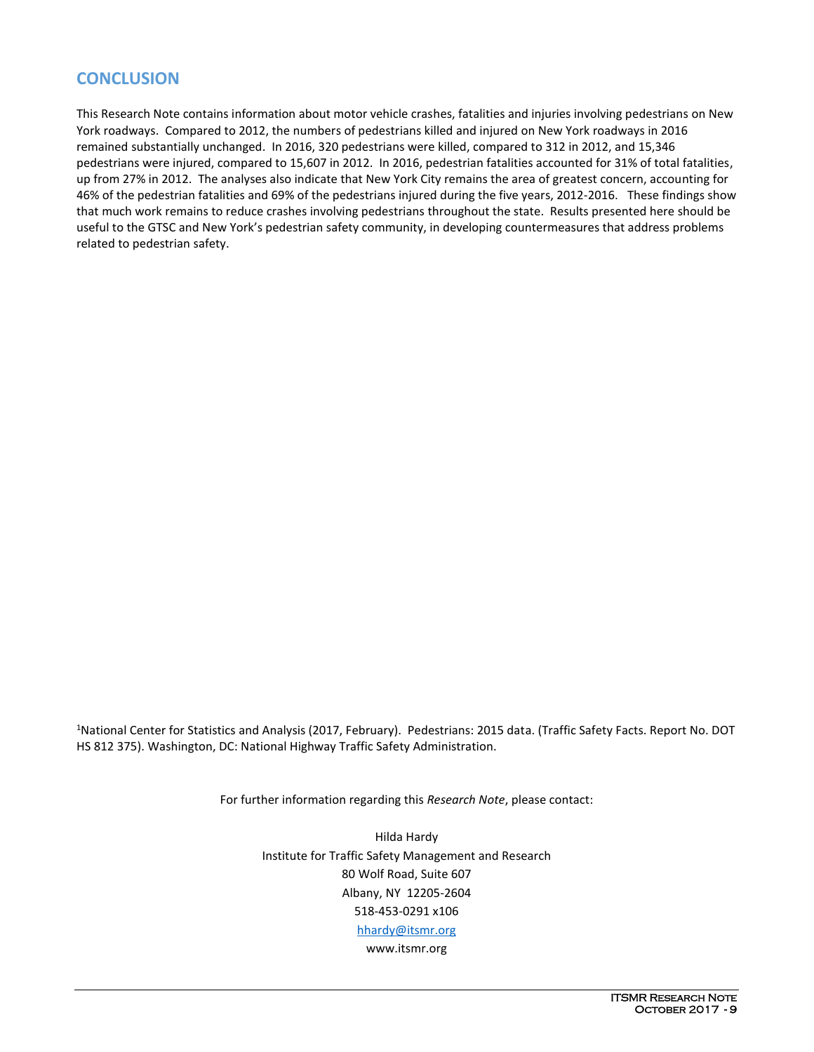## CONCLUSION

This Research Note contains information about motor vehicle crashes, fatalities and injuries involving pedestrians on New York roadways. Compared to 2012, the numbers of pedestrians killed and injured on New York roadways in 2016 remained substantially unchanged. In 2016, 320 pedestrians were killed, compared to 312 in 2012, and 15,346 pedestrians were injured, compared to 15,607 in 2012. In 2016, pedestrian fatalities accounted for 31% of total fatalities, up from 27% in 2012. The analyses also indicate that New York City remains the area of greatest concern, accounting for 46% of the pedestrian fatalities and 69% of the pedestrians injured during the five years, 2012-2016. These findings show that much work remains to reduce crashes involving pedestrians throughout the state. Results presented here should be useful to the GTSC and New York's pedestrian safety community, in developing countermeasures that address problems related to pedestrian safety.

[1]National Center for Statistics and Analysis (2017, February). Pedestrians: 2015 data. (Traffic Safety Facts. Report No. DOT HS 812 375). Washington, DC: National Highway Traffic Safety Administration.

For further information regarding this *Research Note*, please contact:

Hilda Hardy  
Institute for Traffic Safety Management and Research  
80 Wolf Road, Suite 607  
Albany, NY 12205-2604  
518-453-0291 x106  
hhardy@itsmr.org  
www.itsmr.org